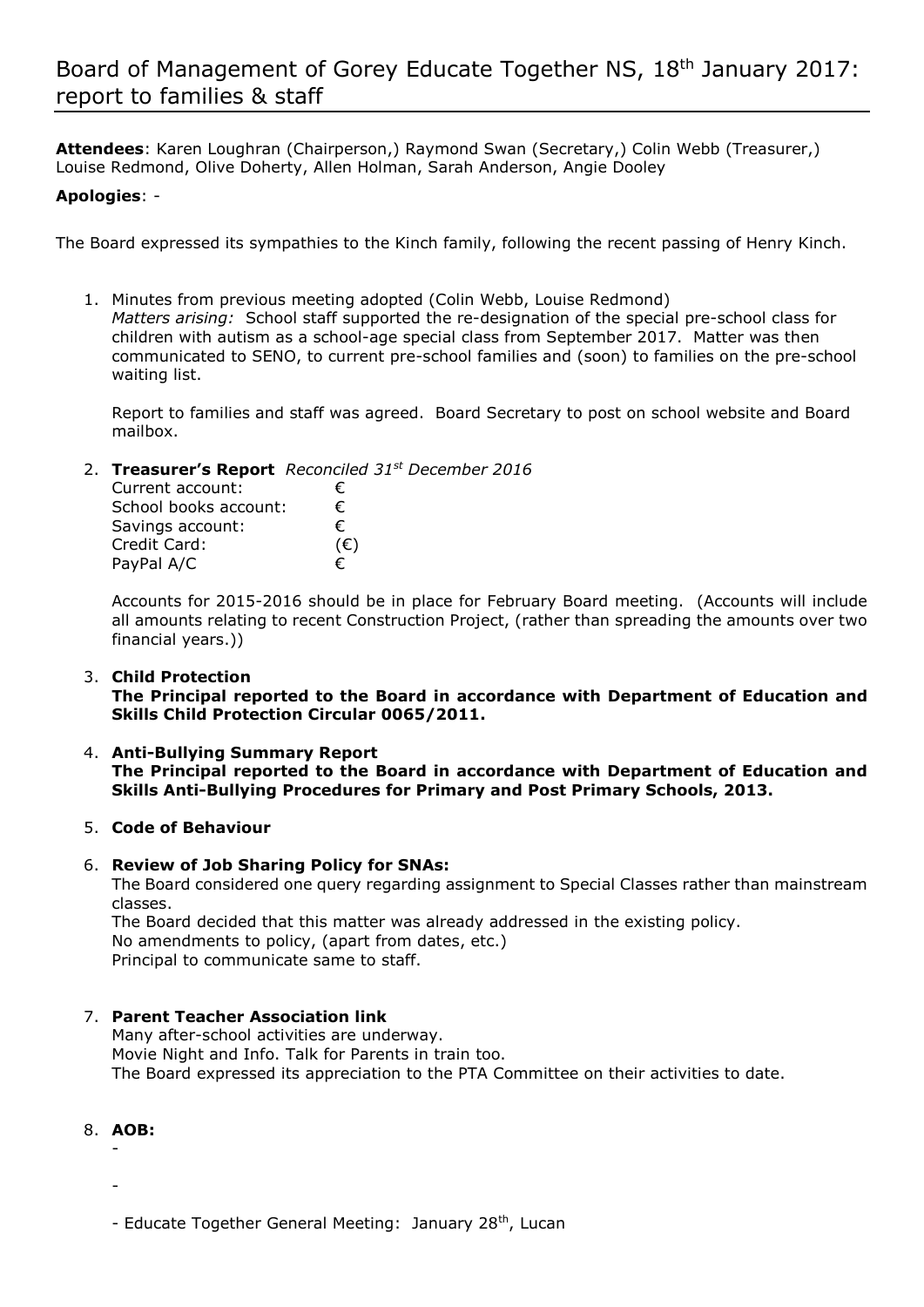# Board of Management of Gorey Educate Together NS, 18th January 2017: report to families & staff

**Attendees**: Karen Loughran (Chairperson,) Raymond Swan (Secretary,) Colin Webb (Treasurer,) Louise Redmond, Olive Doherty, Allen Holman, Sarah Anderson, Angie Dooley

**Apologies**: -

The Board expressed its sympathies to the Kinch family, following the recent passing of Henry Kinch.

1. Minutes from previous meeting adopted (Colin Webb, Louise Redmond)
   *Matters arising:* School staff supported the re-designation of the special pre-school class for children with autism as a school-age special class from September 2017. Matter was then communicated to SENO, to current pre-school families and (soon) to families on the pre-school waiting list.

   Report to families and staff was agreed. Board Secretary to post on school website and Board mailbox.

2. **Treasurer's Report** *Reconciled 31st December 2016*

   | | |
   |---|---|
   | Current account: | € |
   | School books account: | € |
   | Savings account: | € |
   | Credit Card: | (€) |
   | PayPal A/C | € |

   Accounts for 2015-2016 should be in place for February Board meeting. (Accounts will include all amounts relating to recent Construction Project, (rather than spreading the amounts over two financial years.))

3. **Child Protection**
   **The Principal reported to the Board in accordance with Department of Education and Skills Child Protection Circular 0065/2011.**

4. **Anti-Bullying Summary Report**
   **The Principal reported to the Board in accordance with Department of Education and Skills Anti-Bullying Procedures for Primary and Post Primary Schools, 2013.**

5. **Code of Behaviour**

6. **Review of Job Sharing Policy for SNAs:**
   The Board considered one query regarding assignment to Special Classes rather than mainstream classes.
   The Board decided that this matter was already addressed in the existing policy.
   No amendments to policy, (apart from dates, etc.)
   Principal to communicate same to staff.

7. **Parent Teacher Association link**
   Many after-school activities are underway.
   Movie Night and Info. Talk for Parents in train too.
   The Board expressed its appreciation to the PTA Committee on their activities to date.

8. **AOB:**
   -

   -

   - Educate Together General Meeting: January 28th, Lucan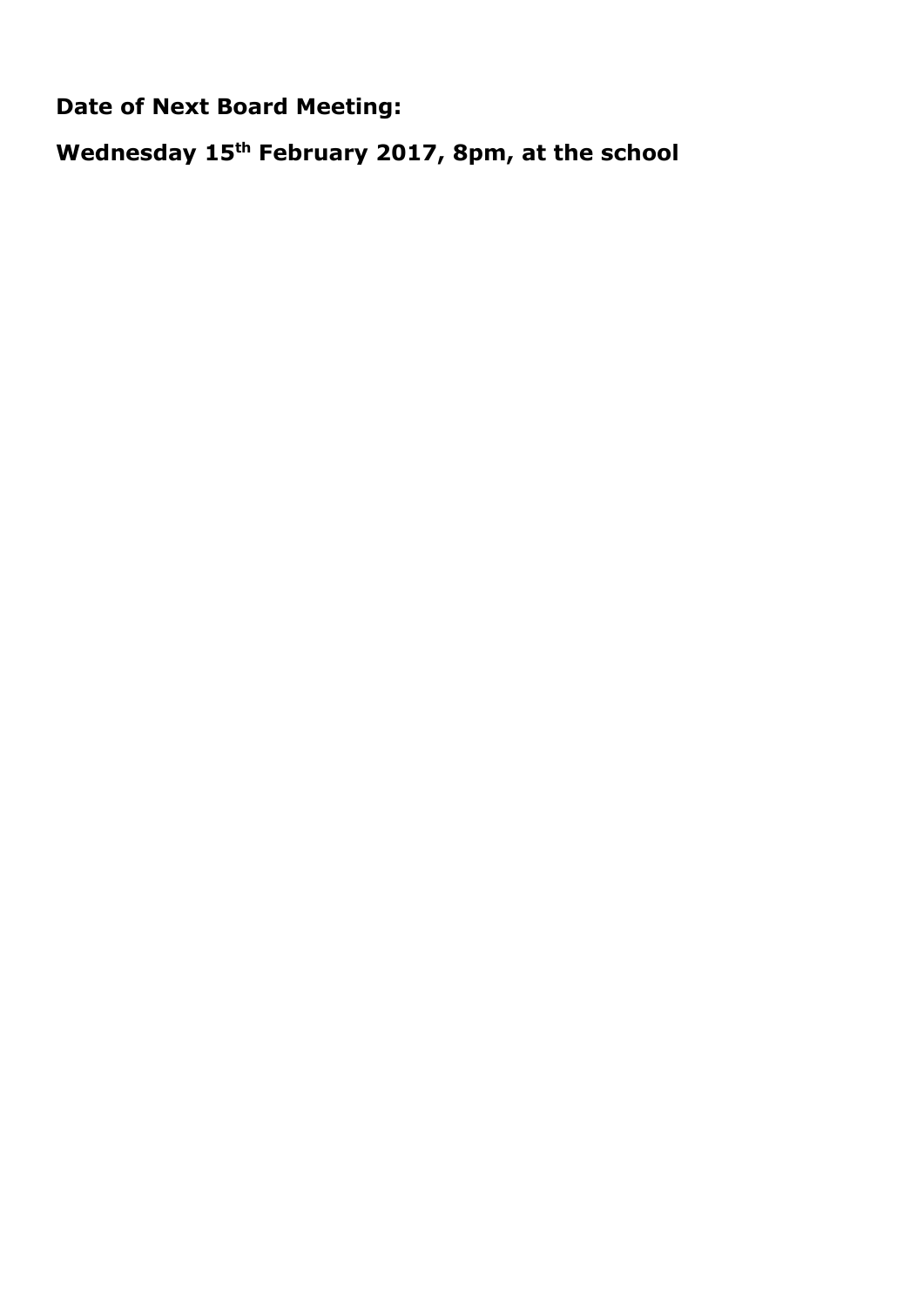**Date of Next Board Meeting:**

**Wednesday 15th February 2017, 8pm, at the school**